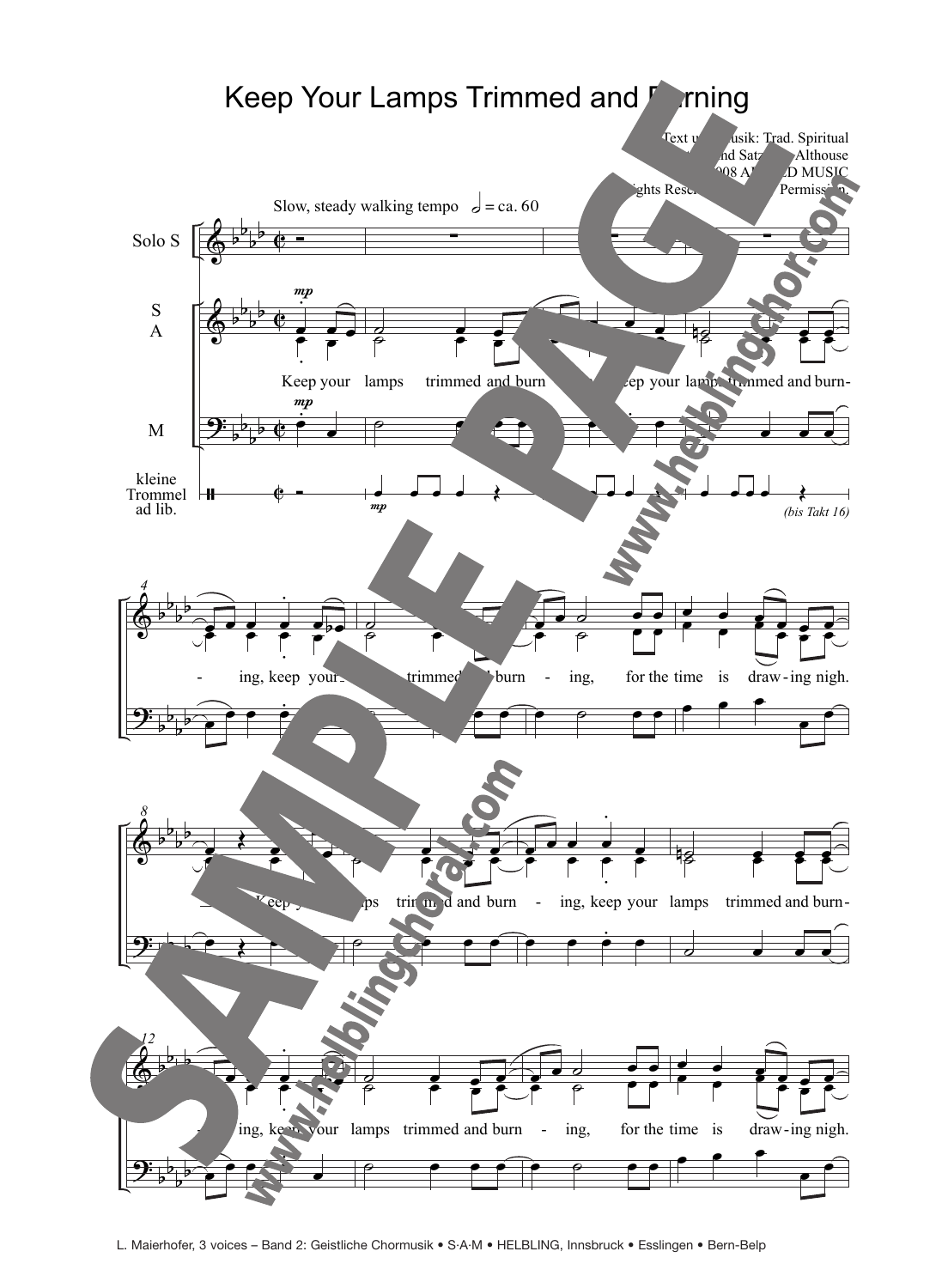# Keep Your Lamps Trimmed and Burning

Text und Musik: Trad. Spiritual
Arr. und Satz: ... Althouse
© 2008 A... ED MUSIC
...ights Reserved. ... Permission.

Slow, steady walking tempo 𝅗𝅥 = ca. 60

Solo S

S
A

M

kleine Trommel ad lib.

*(bis Takt 16)*

Keep your lamps trimmed and burn - ing, keep your lamps trimmed and burn - ing, keep your lamps trimmed and burn - ing, for the time is draw - ing nigh.

Keep your lamps trimmed and burn - ing, keep your lamps trimmed and burn - ing, keep your lamps trimmed and burn - ing, for the time is draw - ing nigh.

SAMPLE PAGE

www.helblingchor.com

www.helblingchoral.com

L. Maierhofer, 3 voices – Band 2: Geistliche Chormusik • S·A·M • HELBLING, Innsbruck • Esslingen • Bern-Belp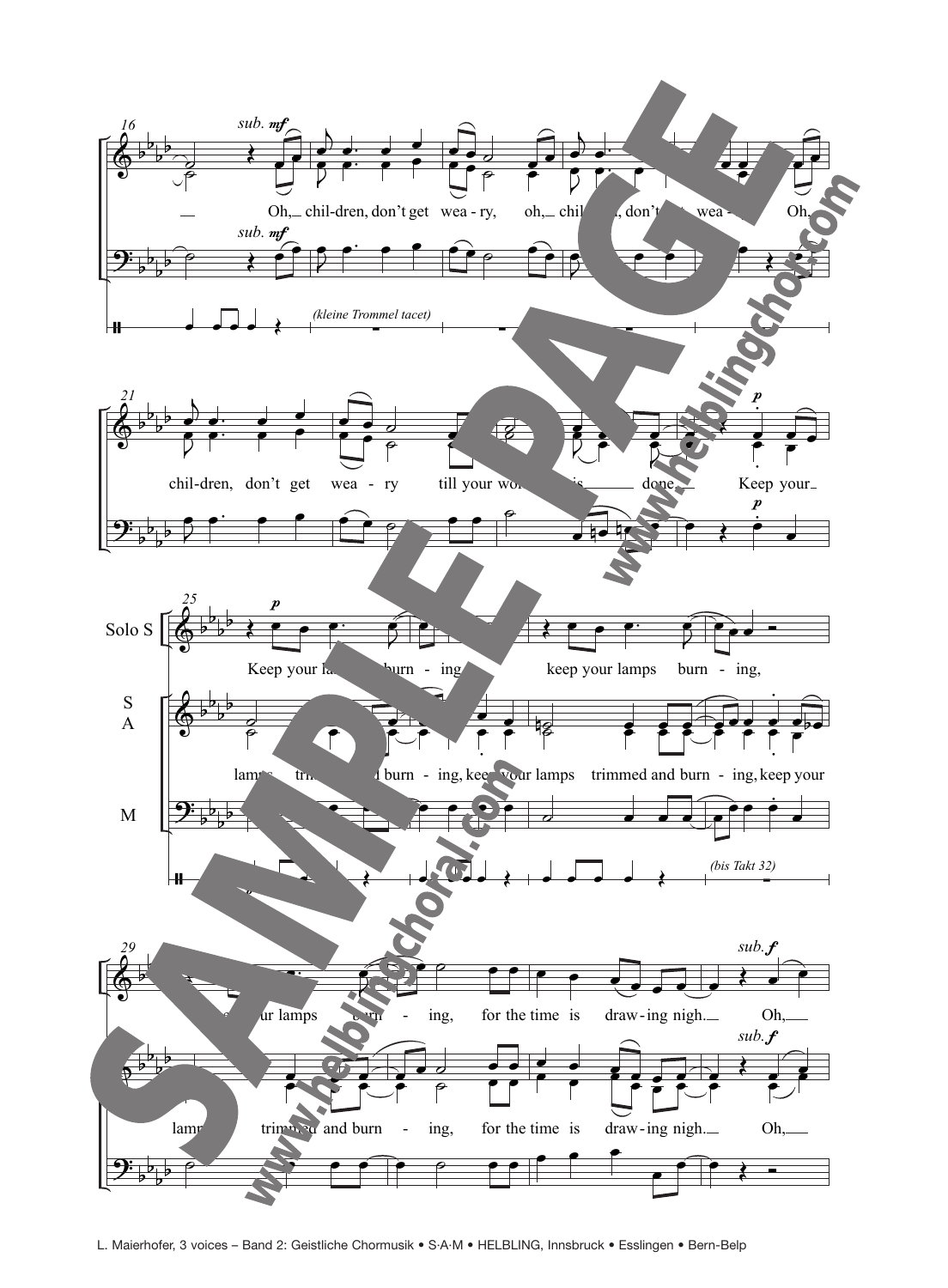16

*sub.* ***mf***

Oh, chil-dren, don't get wea - ry, oh, chil-dren, don't get wea - ry. Oh,

*(kleine Trommel tacet)*

21

chil-dren, don't get wea - ry till your work is done. Keep your

***p***

25

Solo S

***p***

Keep your lamps burn - ing, keep your lamps burn - ing,

S A

lamps trimmed and burn - ing, keep your lamps trimmed and burn - ing, keep your

M

*(bis Takt 32)*

29

keep your lamps burn - ing, for the time is draw-ing nigh. Oh,

*sub.* ***f***

lamps trimmed and burn - ing, for the time is draw-ing nigh. Oh,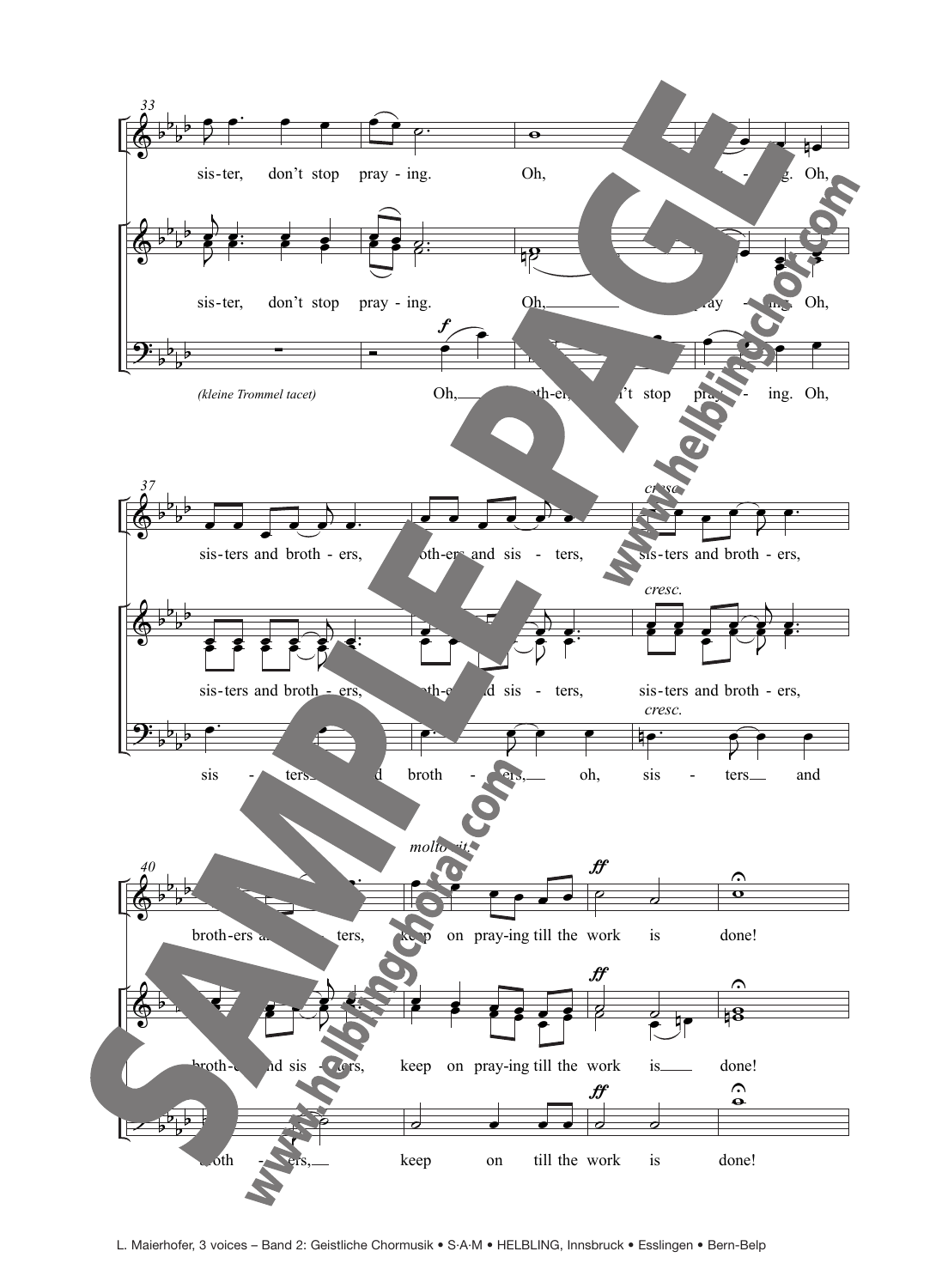33

sis-ter, don't stop pray - ing. Oh,

sis-ter, don't stop pray - ing. Oh,

*(kleine Trommel tacet)* Oh,

37

sis-ters and broth - ers, broth-ers and sis - ters, sis-ters and broth - ers,

sis-ters and broth - ers, broth-ers and sis - ters, sis-ters and broth - ers,

sis - ters and broth - ers, oh, sis - ters and

40

broth-ers and sis - ters, keep on pray-ing till the work is done!

broth-ers and sis - ters, keep on pray-ing till the work is done!

broth - ers, keep on till the work is done!

L. Maierhofer, 3 voices – Band 2: Geistliche Chormusik • S·A·M • HELBLING, Innsbruck • Esslingen • Bern-Belp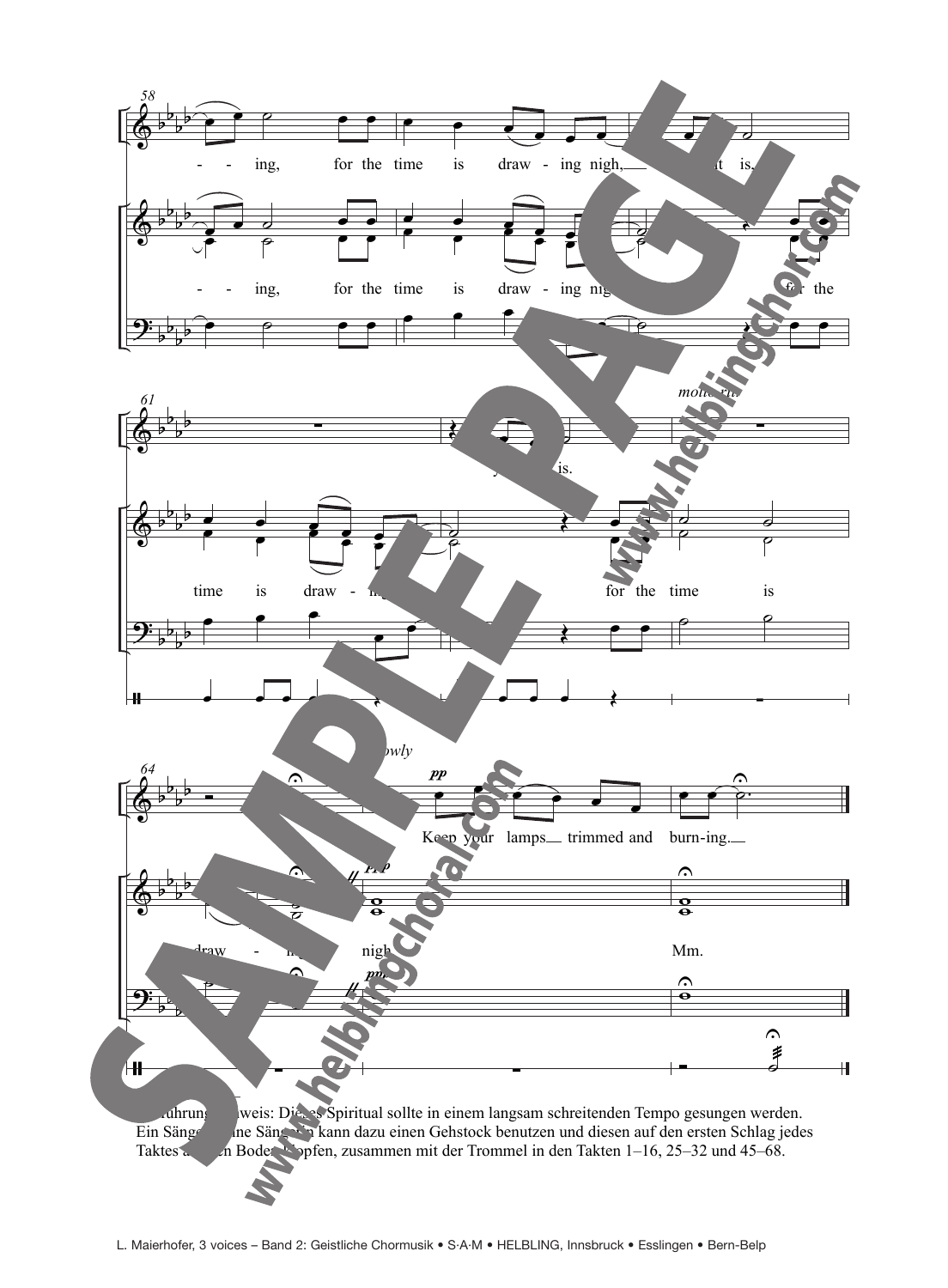Aufführungshinweis: Dieses Spiritual sollte in einem langsam schreitenden Tempo gesungen werden. Ein Sänger/eine Sängerin kann dazu einen Gehstock benutzen und diesen auf den ersten Schlag jedes Taktes auf den Boden klopfen, zusammen mit der Trommel in den Takten 1–16, 25–32 und 45–68.